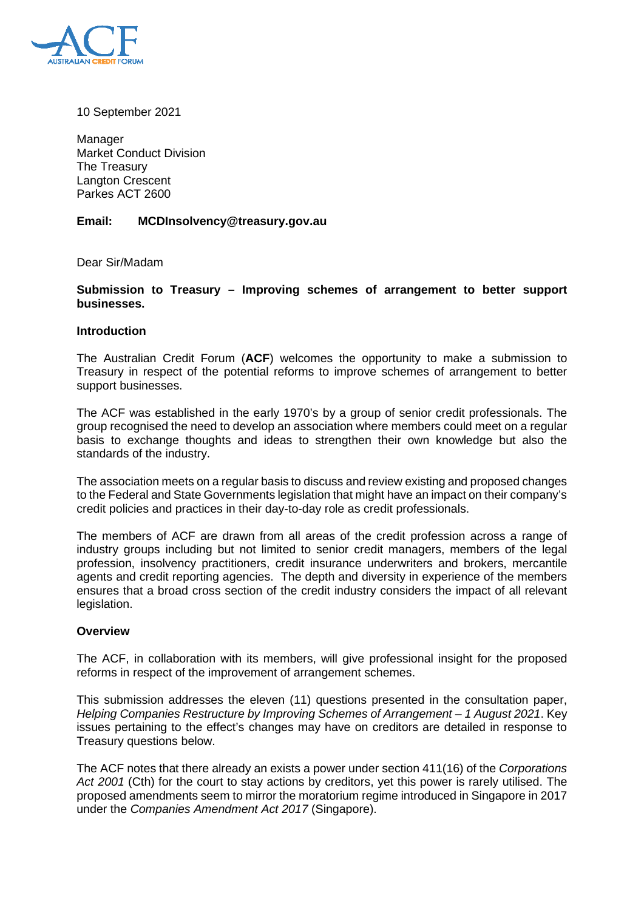10 September 2021

Manager
Market Conduct Division
The Treasury
Langton Crescent
Parkes ACT 2600

**Email: MCDInsolvency@treasury.gov.au**

Dear Sir/Madam

**Submission to Treasury – Improving schemes of arrangement to better support businesses.**

**Introduction**

The Australian Credit Forum (**ACF**) welcomes the opportunity to make a submission to Treasury in respect of the potential reforms to improve schemes of arrangement to better support businesses.

The ACF was established in the early 1970's by a group of senior credit professionals. The group recognised the need to develop an association where members could meet on a regular basis to exchange thoughts and ideas to strengthen their own knowledge but also the standards of the industry.

The association meets on a regular basis to discuss and review existing and proposed changes to the Federal and State Governments legislation that might have an impact on their company's credit policies and practices in their day-to-day role as credit professionals.

The members of ACF are drawn from all areas of the credit profession across a range of industry groups including but not limited to senior credit managers, members of the legal profession, insolvency practitioners, credit insurance underwriters and brokers, mercantile agents and credit reporting agencies. The depth and diversity in experience of the members ensures that a broad cross section of the credit industry considers the impact of all relevant legislation.

**Overview**

The ACF, in collaboration with its members, will give professional insight for the proposed reforms in respect of the improvement of arrangement schemes.

This submission addresses the eleven (11) questions presented in the consultation paper, *Helping Companies Restructure by Improving Schemes of Arrangement – 1 August 2021*. Key issues pertaining to the effect's changes may have on creditors are detailed in response to Treasury questions below.

The ACF notes that there already an exists a power under section 411(16) of the *Corporations Act 2001* (Cth) for the court to stay actions by creditors, yet this power is rarely utilised. The proposed amendments seem to mirror the moratorium regime introduced in Singapore in 2017 under the *Companies Amendment Act 2017* (Singapore).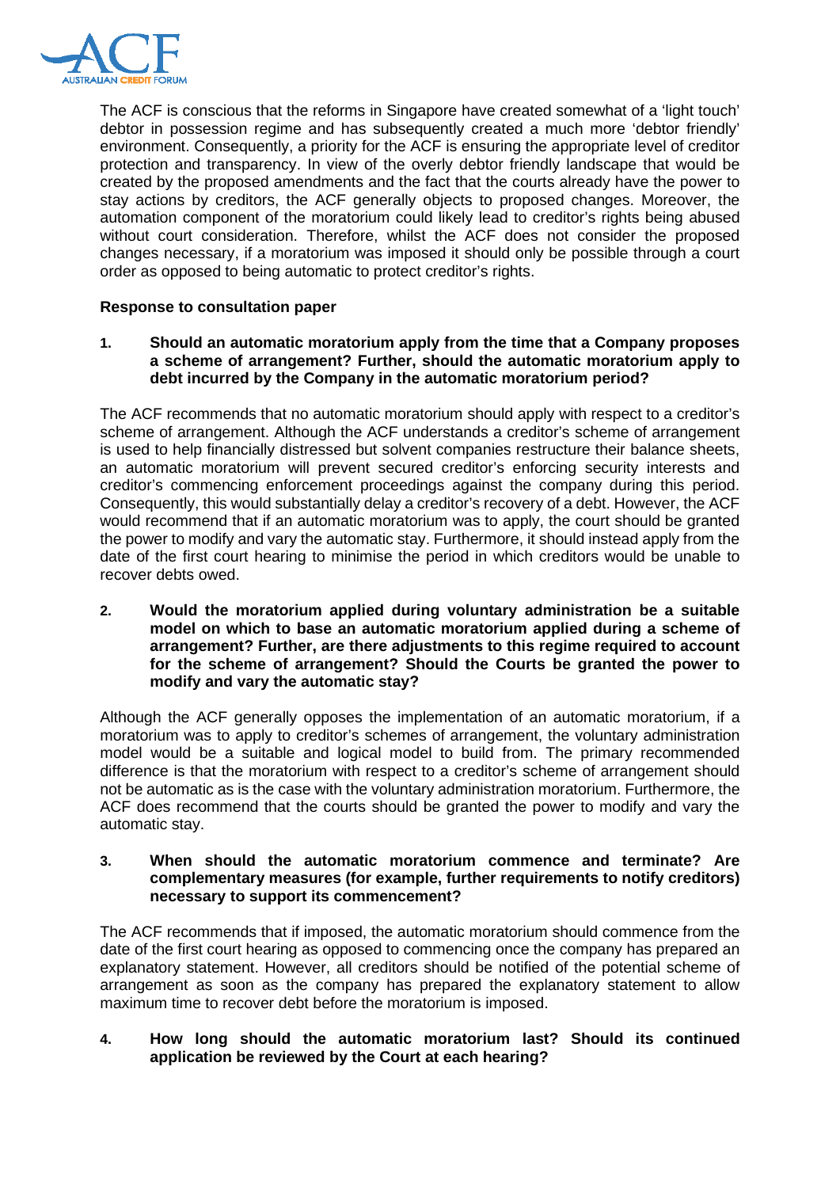The ACF is conscious that the reforms in Singapore have created somewhat of a 'light touch' debtor in possession regime and has subsequently created a much more 'debtor friendly' environment. Consequently, a priority for the ACF is ensuring the appropriate level of creditor protection and transparency. In view of the overly debtor friendly landscape that would be created by the proposed amendments and the fact that the courts already have the power to stay actions by creditors, the ACF generally objects to proposed changes. Moreover, the automation component of the moratorium could likely lead to creditor's rights being abused without court consideration. Therefore, whilst the ACF does not consider the proposed changes necessary, if a moratorium was imposed it should only be possible through a court order as opposed to being automatic to protect creditor's rights.

**Response to consultation paper**

1. **Should an automatic moratorium apply from the time that a Company proposes a scheme of arrangement? Further, should the automatic moratorium apply to debt incurred by the Company in the automatic moratorium period?**

The ACF recommends that no automatic moratorium should apply with respect to a creditor's scheme of arrangement. Although the ACF understands a creditor's scheme of arrangement is used to help financially distressed but solvent companies restructure their balance sheets, an automatic moratorium will prevent secured creditor's enforcing security interests and creditor's commencing enforcement proceedings against the company during this period. Consequently, this would substantially delay a creditor's recovery of a debt. However, the ACF would recommend that if an automatic moratorium was to apply, the court should be granted the power to modify and vary the automatic stay. Furthermore, it should instead apply from the date of the first court hearing to minimise the period in which creditors would be unable to recover debts owed.

2. **Would the moratorium applied during voluntary administration be a suitable model on which to base an automatic moratorium applied during a scheme of arrangement? Further, are there adjustments to this regime required to account for the scheme of arrangement? Should the Courts be granted the power to modify and vary the automatic stay?**

Although the ACF generally opposes the implementation of an automatic moratorium, if a moratorium was to apply to creditor's schemes of arrangement, the voluntary administration model would be a suitable and logical model to build from. The primary recommended difference is that the moratorium with respect to a creditor's scheme of arrangement should not be automatic as is the case with the voluntary administration moratorium. Furthermore, the ACF does recommend that the courts should be granted the power to modify and vary the automatic stay.

3. **When should the automatic moratorium commence and terminate? Are complementary measures (for example, further requirements to notify creditors) necessary to support its commencement?**

The ACF recommends that if imposed, the automatic moratorium should commence from the date of the first court hearing as opposed to commencing once the company has prepared an explanatory statement. However, all creditors should be notified of the potential scheme of arrangement as soon as the company has prepared the explanatory statement to allow maximum time to recover debt before the moratorium is imposed.

4. **How long should the automatic moratorium last? Should its continued application be reviewed by the Court at each hearing?**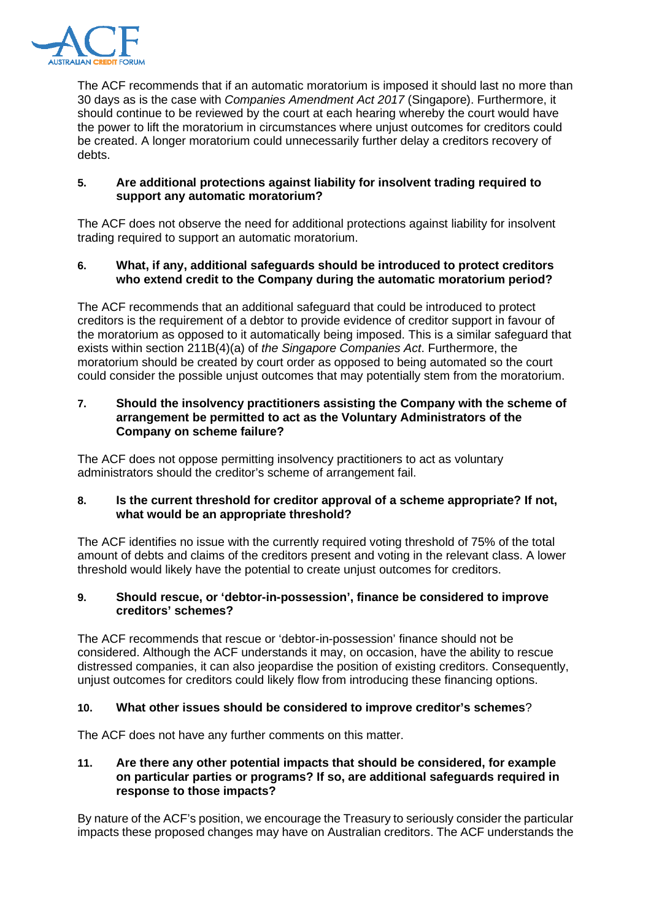The ACF recommends that if an automatic moratorium is imposed it should last no more than 30 days as is the case with *Companies Amendment Act 2017* (Singapore). Furthermore, it should continue to be reviewed by the court at each hearing whereby the court would have the power to lift the moratorium in circumstances where unjust outcomes for creditors could be created. A longer moratorium could unnecessarily further delay a creditors recovery of debts.

**5. Are additional protections against liability for insolvent trading required to support any automatic moratorium?**

The ACF does not observe the need for additional protections against liability for insolvent trading required to support an automatic moratorium.

**6. What, if any, additional safeguards should be introduced to protect creditors who extend credit to the Company during the automatic moratorium period?**

The ACF recommends that an additional safeguard that could be introduced to protect creditors is the requirement of a debtor to provide evidence of creditor support in favour of the moratorium as opposed to it automatically being imposed. This is a similar safeguard that exists within section 211B(4)(a) of *the Singapore Companies Act*. Furthermore, the moratorium should be created by court order as opposed to being automated so the court could consider the possible unjust outcomes that may potentially stem from the moratorium.

**7. Should the insolvency practitioners assisting the Company with the scheme of arrangement be permitted to act as the Voluntary Administrators of the Company on scheme failure?**

The ACF does not oppose permitting insolvency practitioners to act as voluntary administrators should the creditor's scheme of arrangement fail.

**8. Is the current threshold for creditor approval of a scheme appropriate? If not, what would be an appropriate threshold?**

The ACF identifies no issue with the currently required voting threshold of 75% of the total amount of debts and claims of the creditors present and voting in the relevant class. A lower threshold would likely have the potential to create unjust outcomes for creditors.

**9. Should rescue, or 'debtor-in-possession', finance be considered to improve creditors' schemes?**

The ACF recommends that rescue or 'debtor-in-possession' finance should not be considered. Although the ACF understands it may, on occasion, have the ability to rescue distressed companies, it can also jeopardise the position of existing creditors. Consequently, unjust outcomes for creditors could likely flow from introducing these financing options.

**10. What other issues should be considered to improve creditor's schemes?**

The ACF does not have any further comments on this matter.

**11. Are there any other potential impacts that should be considered, for example on particular parties or programs? If so, are additional safeguards required in response to those impacts?**

By nature of the ACF's position, we encourage the Treasury to seriously consider the particular impacts these proposed changes may have on Australian creditors. The ACF understands the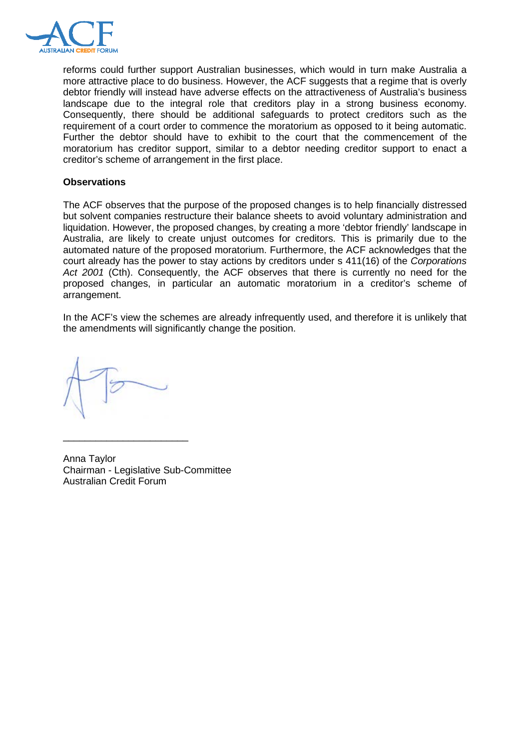reforms could further support Australian businesses, which would in turn make Australia a more attractive place to do business. However, the ACF suggests that a regime that is overly debtor friendly will instead have adverse effects on the attractiveness of Australia's business landscape due to the integral role that creditors play in a strong business economy. Consequently, there should be additional safeguards to protect creditors such as the requirement of a court order to commence the moratorium as opposed to it being automatic. Further the debtor should have to exhibit to the court that the commencement of the moratorium has creditor support, similar to a debtor needing creditor support to enact a creditor's scheme of arrangement in the first place.

**Observations**

The ACF observes that the purpose of the proposed changes is to help financially distressed but solvent companies restructure their balance sheets to avoid voluntary administration and liquidation. However, the proposed changes, by creating a more 'debtor friendly' landscape in Australia, are likely to create unjust outcomes for creditors. This is primarily due to the automated nature of the proposed moratorium. Furthermore, the ACF acknowledges that the court already has the power to stay actions by creditors under s 411(16) of the *Corporations Act 2001* (Cth). Consequently, the ACF observes that there is currently no need for the proposed changes, in particular an automatic moratorium in a creditor's scheme of arrangement.

In the ACF's view the schemes are already infrequently used, and therefore it is unlikely that the amendments will significantly change the position.

\_\_\_\_\_\_\_\_\_\_\_\_\_\_\_\_\_\_\_\_\_\_

Anna Taylor
Chairman - Legislative Sub-Committee
Australian Credit Forum